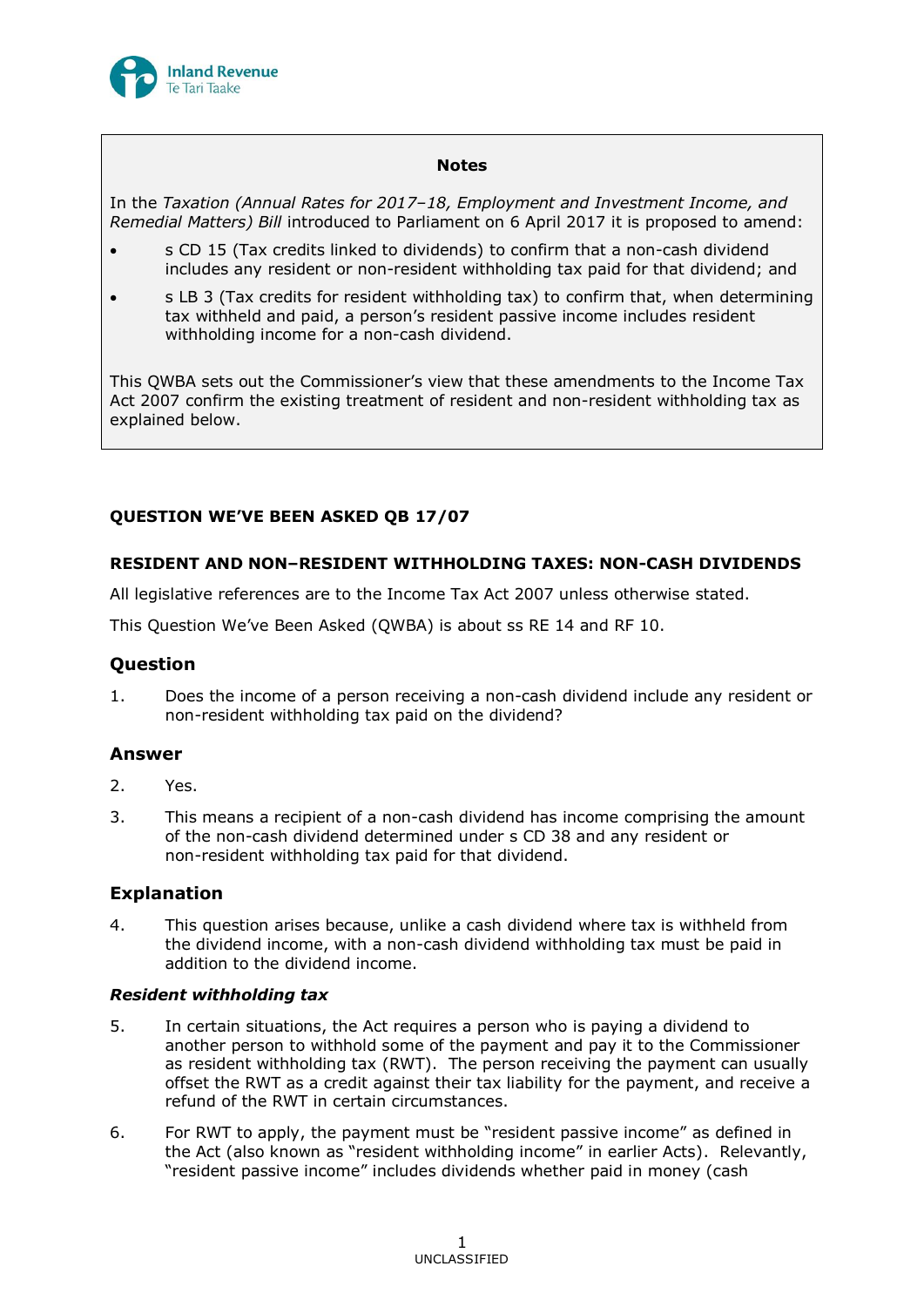**Notes**

In the *Taxation (Annual Rates for 2017–18, Employment and Investment Income, and Remedial Matters) Bill* introduced to Parliament on 6 April 2017 it is proposed to amend:

- s CD 15 (Tax credits linked to dividends) to confirm that a non-cash dividend includes any resident or non-resident withholding tax paid for that dividend; and
- s LB 3 (Tax credits for resident withholding tax) to confirm that, when determining tax withheld and paid, a person's resident passive income includes resident withholding income for a non-cash dividend.

This QWBA sets out the Commissioner's view that these amendments to the Income Tax Act 2007 confirm the existing treatment of resident and non-resident withholding tax as explained below.

**QUESTION WE'VE BEEN ASKED QB 17/07**

**RESIDENT AND NON–RESIDENT WITHHOLDING TAXES: NON-CASH DIVIDENDS**

All legislative references are to the Income Tax Act 2007 unless otherwise stated.

This Question We've Been Asked (QWBA) is about ss RE 14 and RF 10.

## Question

1. Does the income of a person receiving a non-cash dividend include any resident or non-resident withholding tax paid on the dividend?

## Answer

2. Yes.

3. This means a recipient of a non-cash dividend has income comprising the amount of the non-cash dividend determined under s CD 38 and any resident or non-resident withholding tax paid for that dividend.

## Explanation

4. This question arises because, unlike a cash dividend where tax is withheld from the dividend income, with a non-cash dividend withholding tax must be paid in addition to the dividend income.

### *Resident withholding tax*

5. In certain situations, the Act requires a person who is paying a dividend to another person to withhold some of the payment and pay it to the Commissioner as resident withholding tax (RWT). The person receiving the payment can usually offset the RWT as a credit against their tax liability for the payment, and receive a refund of the RWT in certain circumstances.

6. For RWT to apply, the payment must be "resident passive income" as defined in the Act (also known as "resident withholding income" in earlier Acts). Relevantly, "resident passive income" includes dividends whether paid in money (cash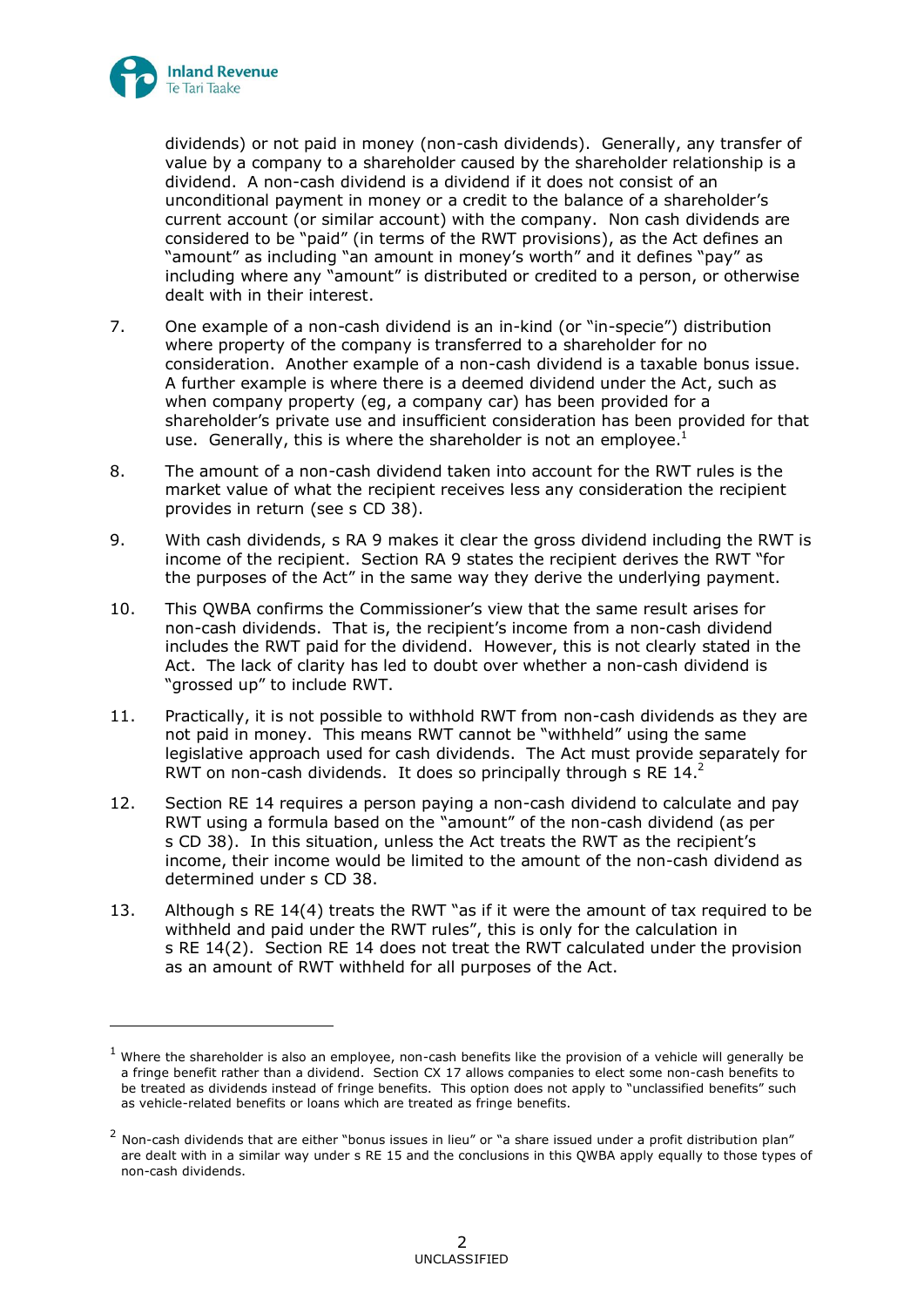dividends) or not paid in money (non-cash dividends). Generally, any transfer of value by a company to a shareholder caused by the shareholder relationship is a dividend. A non-cash dividend is a dividend if it does not consist of an unconditional payment in money or a credit to the balance of a shareholder's current account (or similar account) with the company. Non cash dividends are considered to be "paid" (in terms of the RWT provisions), as the Act defines an "amount" as including "an amount in money's worth" and it defines "pay" as including where any "amount" is distributed or credited to a person, or otherwise dealt with in their interest.

7. One example of a non-cash dividend is an in-kind (or "in-specie") distribution where property of the company is transferred to a shareholder for no consideration. Another example of a non-cash dividend is a taxable bonus issue. A further example is where there is a deemed dividend under the Act, such as when company property (eg, a company car) has been provided for a shareholder's private use and insufficient consideration has been provided for that use. Generally, this is where the shareholder is not an employee.[1]

8. The amount of a non-cash dividend taken into account for the RWT rules is the market value of what the recipient receives less any consideration the recipient provides in return (see s CD 38).

9. With cash dividends, s RA 9 makes it clear the gross dividend including the RWT is income of the recipient. Section RA 9 states the recipient derives the RWT "for the purposes of the Act" in the same way they derive the underlying payment.

10. This QWBA confirms the Commissioner's view that the same result arises for non-cash dividends. That is, the recipient's income from a non-cash dividend includes the RWT paid for the dividend. However, this is not clearly stated in the Act. The lack of clarity has led to doubt over whether a non-cash dividend is "grossed up" to include RWT.

11. Practically, it is not possible to withhold RWT from non-cash dividends as they are not paid in money. This means RWT cannot be "withheld" using the same legislative approach used for cash dividends. The Act must provide separately for RWT on non-cash dividends. It does so principally through s RE 14.[2]

12. Section RE 14 requires a person paying a non-cash dividend to calculate and pay RWT using a formula based on the "amount" of the non-cash dividend (as per s CD 38). In this situation, unless the Act treats the RWT as the recipient's income, their income would be limited to the amount of the non-cash dividend as determined under s CD 38.

13. Although s RE 14(4) treats the RWT "as if it were the amount of tax required to be withheld and paid under the RWT rules", this is only for the calculation in s RE 14(2). Section RE 14 does not treat the RWT calculated under the provision as an amount of RWT withheld for all purposes of the Act.

---

[1] Where the shareholder is also an employee, non-cash benefits like the provision of a vehicle will generally be a fringe benefit rather than a dividend. Section CX 17 allows companies to elect some non-cash benefits to be treated as dividends instead of fringe benefits. This option does not apply to "unclassified benefits" such as vehicle-related benefits or loans which are treated as fringe benefits.

[2] Non-cash dividends that are either "bonus issues in lieu" or "a share issued under a profit distribution plan" are dealt with in a similar way under s RE 15 and the conclusions in this QWBA apply equally to those types of non-cash dividends.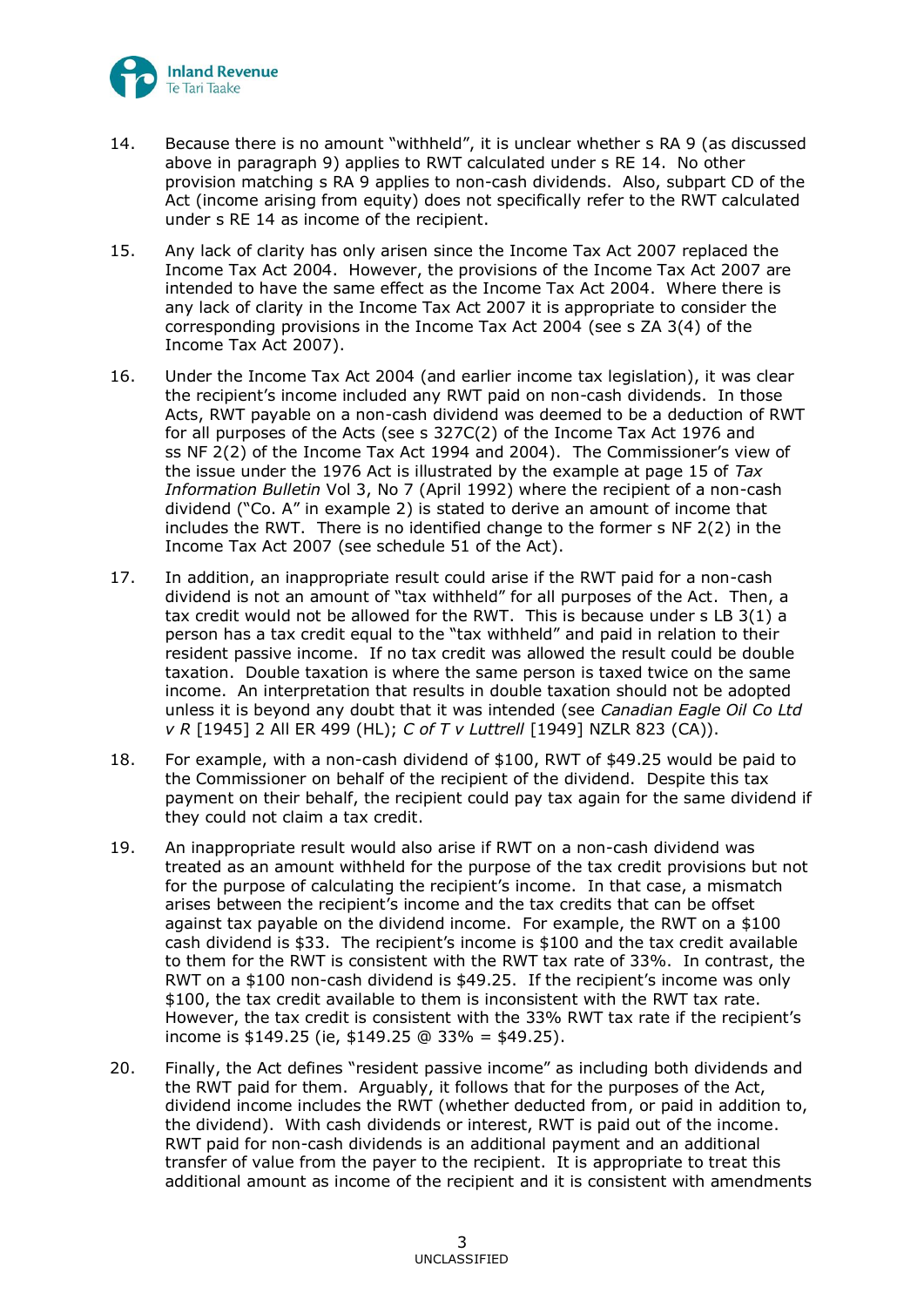14. Because there is no amount "withheld", it is unclear whether s RA 9 (as discussed above in paragraph 9) applies to RWT calculated under s RE 14. No other provision matching s RA 9 applies to non-cash dividends. Also, subpart CD of the Act (income arising from equity) does not specifically refer to the RWT calculated under s RE 14 as income of the recipient.

15. Any lack of clarity has only arisen since the Income Tax Act 2007 replaced the Income Tax Act 2004. However, the provisions of the Income Tax Act 2007 are intended to have the same effect as the Income Tax Act 2004. Where there is any lack of clarity in the Income Tax Act 2007 it is appropriate to consider the corresponding provisions in the Income Tax Act 2004 (see s ZA 3(4) of the Income Tax Act 2007).

16. Under the Income Tax Act 2004 (and earlier income tax legislation), it was clear the recipient's income included any RWT paid on non-cash dividends. In those Acts, RWT payable on a non-cash dividend was deemed to be a deduction of RWT for all purposes of the Acts (see s 327C(2) of the Income Tax Act 1976 and ss NF 2(2) of the Income Tax Act 1994 and 2004). The Commissioner's view of the issue under the 1976 Act is illustrated by the example at page 15 of *Tax Information Bulletin* Vol 3, No 7 (April 1992) where the recipient of a non-cash dividend ("Co. A" in example 2) is stated to derive an amount of income that includes the RWT. There is no identified change to the former s NF 2(2) in the Income Tax Act 2007 (see schedule 51 of the Act).

17. In addition, an inappropriate result could arise if the RWT paid for a non-cash dividend is not an amount of "tax withheld" for all purposes of the Act. Then, a tax credit would not be allowed for the RWT. This is because under s LB 3(1) a person has a tax credit equal to the "tax withheld" and paid in relation to their resident passive income. If no tax credit was allowed the result could be double taxation. Double taxation is where the same person is taxed twice on the same income. An interpretation that results in double taxation should not be adopted unless it is beyond any doubt that it was intended (see *Canadian Eagle Oil Co Ltd v R* [1945] 2 All ER 499 (HL); *C of T v Luttrell* [1949] NZLR 823 (CA)).

18. For example, with a non-cash dividend of $100, RWT of $49.25 would be paid to the Commissioner on behalf of the recipient of the dividend. Despite this tax payment on their behalf, the recipient could pay tax again for the same dividend if they could not claim a tax credit.

19. An inappropriate result would also arise if RWT on a non-cash dividend was treated as an amount withheld for the purpose of the tax credit provisions but not for the purpose of calculating the recipient's income. In that case, a mismatch arises between the recipient's income and the tax credits that can be offset against tax payable on the dividend income. For example, the RWT on a $100 cash dividend is $33. The recipient's income is $100 and the tax credit available to them for the RWT is consistent with the RWT tax rate of 33%. In contrast, the RWT on a $100 non-cash dividend is $49.25. If the recipient's income was only $100, the tax credit available to them is inconsistent with the RWT tax rate. However, the tax credit is consistent with the 33% RWT tax rate if the recipient's income is $149.25 (ie, $149.25 @ 33% = $49.25).

20. Finally, the Act defines "resident passive income" as including both dividends and the RWT paid for them. Arguably, it follows that for the purposes of the Act, dividend income includes the RWT (whether deducted from, or paid in addition to, the dividend). With cash dividends or interest, RWT is paid out of the income. RWT paid for non-cash dividends is an additional payment and an additional transfer of value from the payer to the recipient. It is appropriate to treat this additional amount as income of the recipient and it is consistent with amendments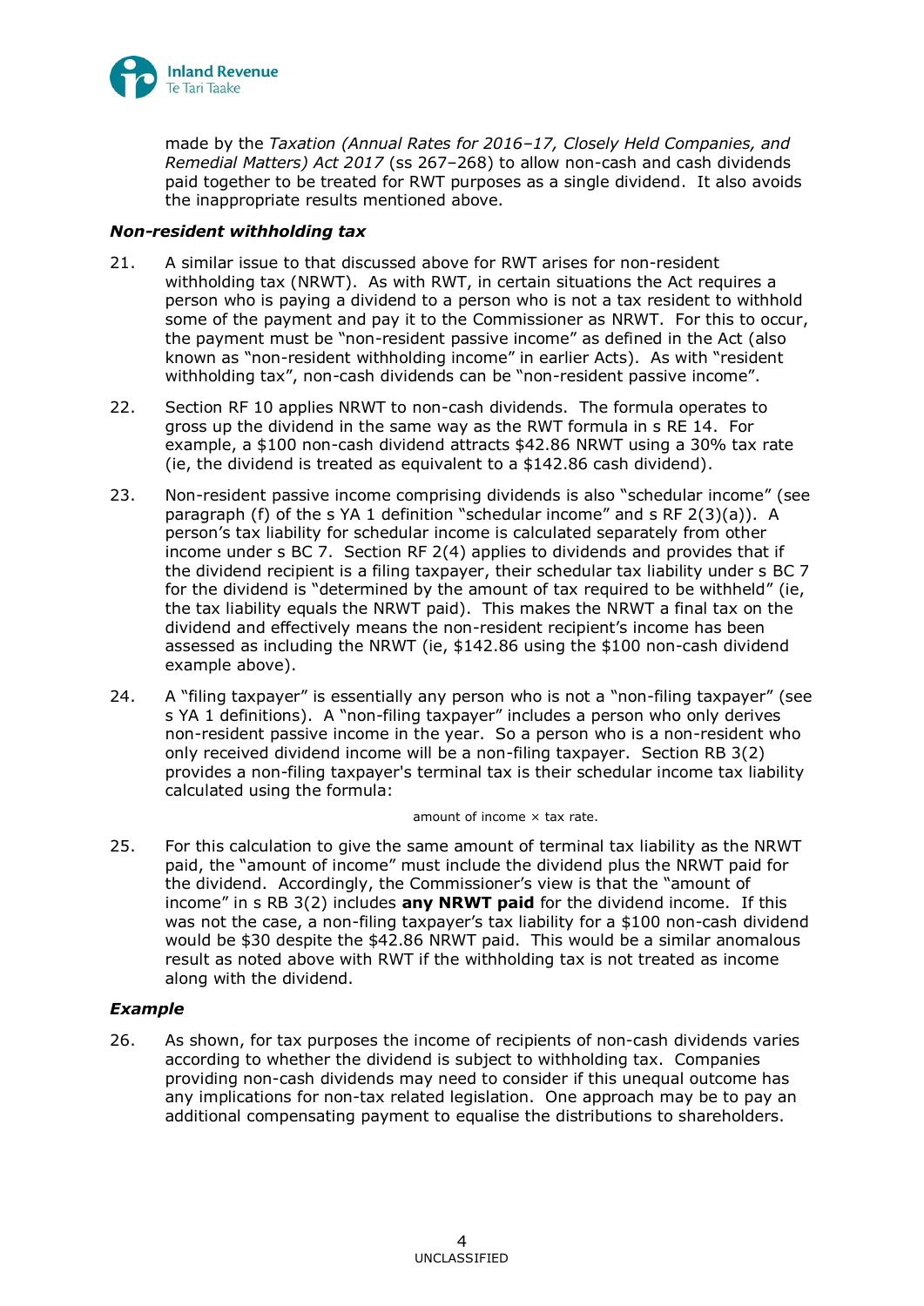made by the *Taxation (Annual Rates for 2016–17, Closely Held Companies, and Remedial Matters) Act 2017* (ss 267–268) to allow non-cash and cash dividends paid together to be treated for RWT purposes as a single dividend. It also avoids the inappropriate results mentioned above.

### *Non-resident withholding tax*

21. A similar issue to that discussed above for RWT arises for non-resident withholding tax (NRWT). As with RWT, in certain situations the Act requires a person who is paying a dividend to a person who is not a tax resident to withhold some of the payment and pay it to the Commissioner as NRWT. For this to occur, the payment must be "non-resident passive income" as defined in the Act (also known as "non-resident withholding income" in earlier Acts). As with "resident withholding tax", non-cash dividends can be "non-resident passive income".

22. Section RF 10 applies NRWT to non-cash dividends. The formula operates to gross up the dividend in the same way as the RWT formula in s RE 14. For example, a \$100 non-cash dividend attracts \$42.86 NRWT using a 30% tax rate (ie, the dividend is treated as equivalent to a \$142.86 cash dividend).

23. Non-resident passive income comprising dividends is also "schedular income" (see paragraph (f) of the s YA 1 definition "schedular income" and s RF 2(3)(a)). A person's tax liability for schedular income is calculated separately from other income under s BC 7. Section RF 2(4) applies to dividends and provides that if the dividend recipient is a filing taxpayer, their schedular tax liability under s BC 7 for the dividend is "determined by the amount of tax required to be withheld" (ie, the tax liability equals the NRWT paid). This makes the NRWT a final tax on the dividend and effectively means the non-resident recipient's income has been assessed as including the NRWT (ie, \$142.86 using the \$100 non-cash dividend example above).

24. A "filing taxpayer" is essentially any person who is not a "non-filing taxpayer" (see s YA 1 definitions). A "non-filing taxpayer" includes a person who only derives non-resident passive income in the year. So a person who is a non-resident who only received dividend income will be a non-filing taxpayer. Section RB 3(2) provides a non-filing taxpayer's terminal tax is their schedular income tax liability calculated using the formula:

$$\text{amount of income} \times \text{tax rate.}$$

25. For this calculation to give the same amount of terminal tax liability as the NRWT paid, the "amount of income" must include the dividend plus the NRWT paid for the dividend. Accordingly, the Commissioner's view is that the "amount of income" in s RB 3(2) includes **any NRWT paid** for the dividend income. If this was not the case, a non-filing taxpayer's tax liability for a \$100 non-cash dividend would be \$30 despite the \$42.86 NRWT paid. This would be a similar anomalous result as noted above with RWT if the withholding tax is not treated as income along with the dividend.

### *Example*

26. As shown, for tax purposes the income of recipients of non-cash dividends varies according to whether the dividend is subject to withholding tax. Companies providing non-cash dividends may need to consider if this unequal outcome has any implications for non-tax related legislation. One approach may be to pay an additional compensating payment to equalise the distributions to shareholders.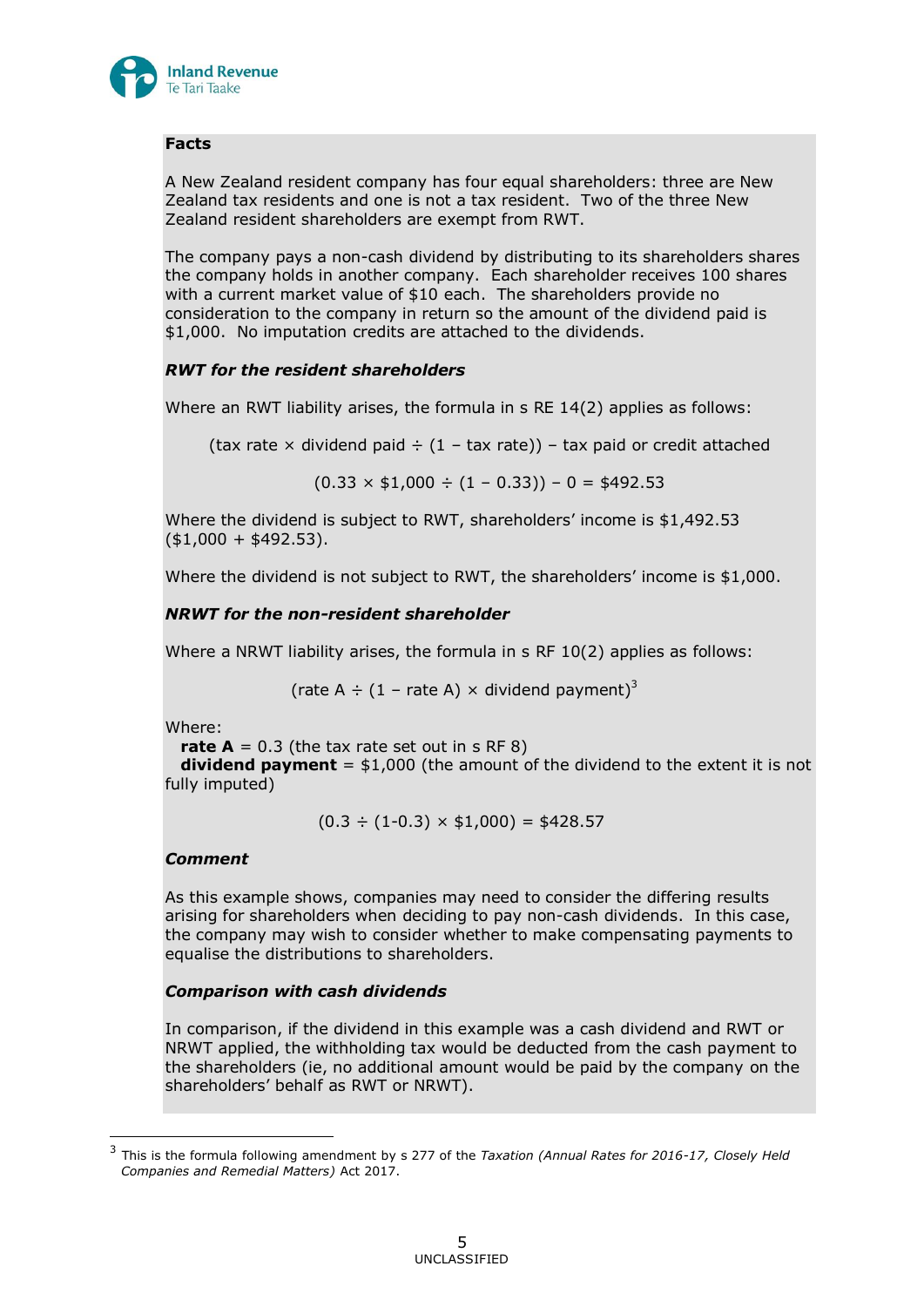**Facts**

A New Zealand resident company has four equal shareholders: three are New Zealand tax residents and one is not a tax resident. Two of the three New Zealand resident shareholders are exempt from RWT.

The company pays a non-cash dividend by distributing to its shareholders shares the company holds in another company. Each shareholder receives 100 shares with a current market value of $10 each. The shareholders provide no consideration to the company in return so the amount of the dividend paid is $1,000. No imputation credits are attached to the dividends.

***RWT for the resident shareholders***

Where an RWT liability arises, the formula in s RE 14(2) applies as follows:

$$(\text{tax rate} \times \text{dividend paid} \div (1 - \text{tax rate})) - \text{tax paid or credit attached}$$

$$(0.33 \times \$1{,}000 \div (1 - 0.33)) - 0 = \$492.53$$

Where the dividend is subject to RWT, shareholders' income is $1,492.53 ($1,000 + $492.53).

Where the dividend is not subject to RWT, the shareholders' income is $1,000.

***NRWT for the non-resident shareholder***

Where a NRWT liability arises, the formula in s RF 10(2) applies as follows:

$$(\text{rate A} \div (1 - \text{rate A}) \times \text{dividend payment})$$[3]

Where:

**rate A** = 0.3 (the tax rate set out in s RF 8)

**dividend payment** = $1,000 (the amount of the dividend to the extent it is not fully imputed)

$$(0.3 \div (1 - 0.3) \times \$1{,}000) = \$428.57$$

***Comment***

As this example shows, companies may need to consider the differing results arising for shareholders when deciding to pay non-cash dividends. In this case, the company may wish to consider whether to make compensating payments to equalise the distributions to shareholders.

***Comparison with cash dividends***

In comparison, if the dividend in this example was a cash dividend and RWT or NRWT applied, the withholding tax would be deducted from the cash payment to the shareholders (ie, no additional amount would be paid by the company on the shareholders' behalf as RWT or NRWT).

---

[3] This is the formula following amendment by s 277 of the *Taxation (Annual Rates for 2016-17, Closely Held Companies and Remedial Matters)* Act 2017.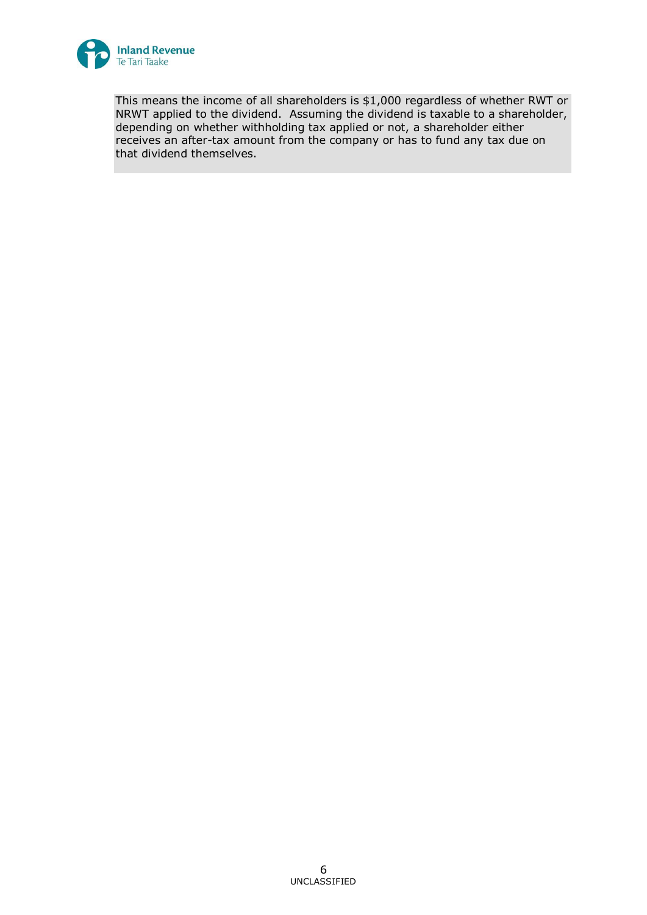This means the income of all shareholders is $1,000 regardless of whether RWT or NRWT applied to the dividend. Assuming the dividend is taxable to a shareholder, depending on whether withholding tax applied or not, a shareholder either receives an after-tax amount from the company or has to fund any tax due on that dividend themselves.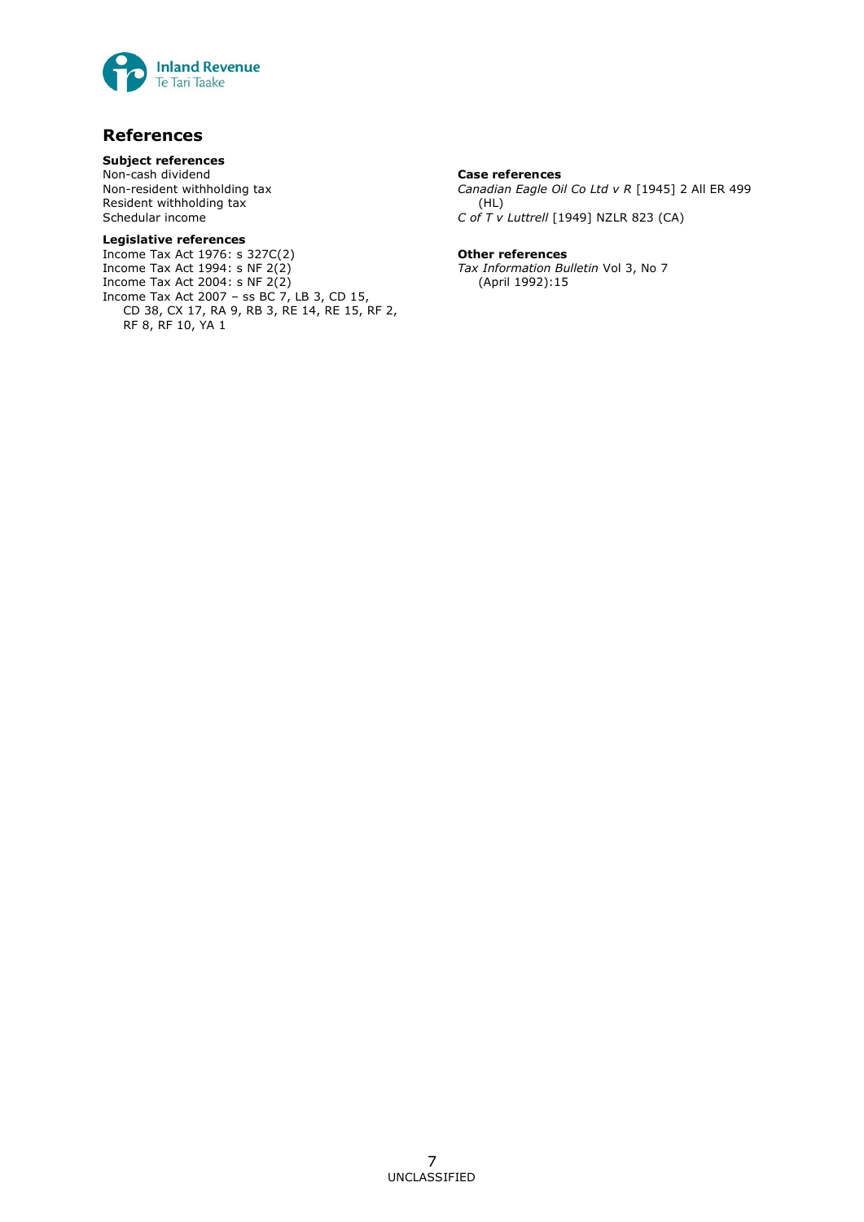## References

### Subject references

Non-cash dividend
Non-resident withholding tax
Resident withholding tax
Schedular income

### Legislative references

Income Tax Act 1976: s 327C(2)
Income Tax Act 1994: s NF 2(2)
Income Tax Act 2004: s NF 2(2)
Income Tax Act 2007 – ss BC 7, LB 3, CD 15, CD 38, CX 17, RA 9, RB 3, RE 14, RE 15, RF 2, RF 8, RF 10, YA 1

### Case references

*Canadian Eagle Oil Co Ltd v R* [1945] 2 All ER 499 (HL)
*C of T v Luttrell* [1949] NZLR 823 (CA)

### Other references

*Tax Information Bulletin* Vol 3, No 7 (April 1992):15

UNCLASSIFIED